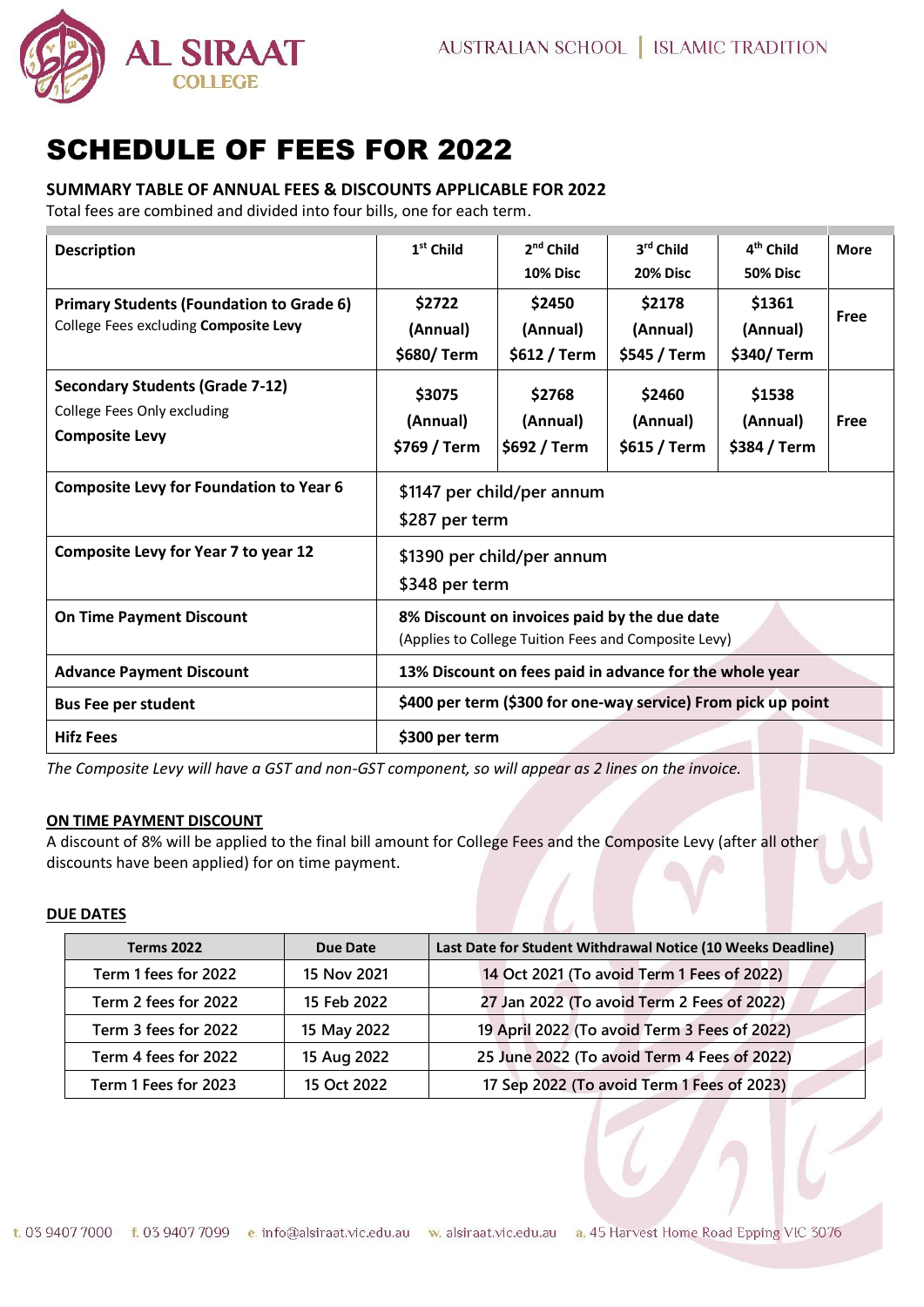AL SIRAAT COLLEGE

AUSTRALIAN SCHOOL | ISLAMIC TRADITION

# SCHEDULE OF FEES FOR 2022

### SUMMARY TABLE OF ANNUAL FEES & DISCOUNTS APPLICABLE FOR 2022

Total fees are combined and divided into four bills, one for each term.

| Description | 1st Child | 2nd Child 10% Disc | 3rd Child 20% Disc | 4th Child 50% Disc | More |
|---|---|---|---|---|---|
| **Primary Students (Foundation to Grade 6)** College Fees excluding **Composite Levy** | **$2722 (Annual) $680/ Term** | **$2450 (Annual) $612 / Term** | **$2178 (Annual) $545 / Term** | **$1361 (Annual) $340/ Term** | **Free** |
| **Secondary Students (Grade 7-12)** College Fees Only excluding **Composite Levy** | **$3075 (Annual) $769 / Term** | **$2768 (Annual) $692 / Term** | **$2460 (Annual) $615 / Term** | **$1538 (Annual) $384 / Term** | **Free** |
| **Composite Levy for Foundation to Year 6** | $1147 per child/per annum $287 per term | | | | |
| **Composite Levy for Year 7 to year 12** | $1390 per child/per annum $348 per term | | | | |
| **On Time Payment Discount** | **8% Discount on invoices paid by the due date** (Applies to College Tuition Fees and Composite Levy) | | | | |
| **Advance Payment Discount** | **13% Discount on fees paid in advance for the whole year** | | | | |
| **Bus Fee per student** | **$400 per term ($300 for one-way service) From pick up point** | | | | |
| **Hifz Fees** | **$300 per term** | | | | |

*The Composite Levy will have a GST and non-GST component, so will appear as 2 lines on the invoice.*

**ON TIME PAYMENT DISCOUNT**

A discount of 8% will be applied to the final bill amount for College Fees and the Composite Levy (after all other discounts have been applied) for on time payment.

**DUE DATES**

| Terms 2022 | Due Date | Last Date for Student Withdrawal Notice (10 Weeks Deadline) |
|---|---|---|
| Term 1 fees for 2022 | 15 Nov 2021 | 14 Oct 2021 (To avoid Term 1 Fees of 2022) |
| Term 2 fees for 2022 | 15 Feb 2022 | 27 Jan 2022 (To avoid Term 2 Fees of 2022) |
| Term 3 fees for 2022 | 15 May 2022 | 19 April 2022 (To avoid Term 3 Fees of 2022) |
| Term 4 fees for 2022 | 15 Aug 2022 | 25 June 2022 (To avoid Term 4 Fees of 2022) |
| Term 1 Fees for 2023 | 15 Oct 2022 | 17 Sep 2022 (To avoid Term 1 Fees of 2023) |

t. 03 9407 7000 f. 03 9407 7099 e. info@alsiraat.vic.edu.au w. alsiraat.vic.edu.au a. 45 Harvest Home Road Epping VIC 3076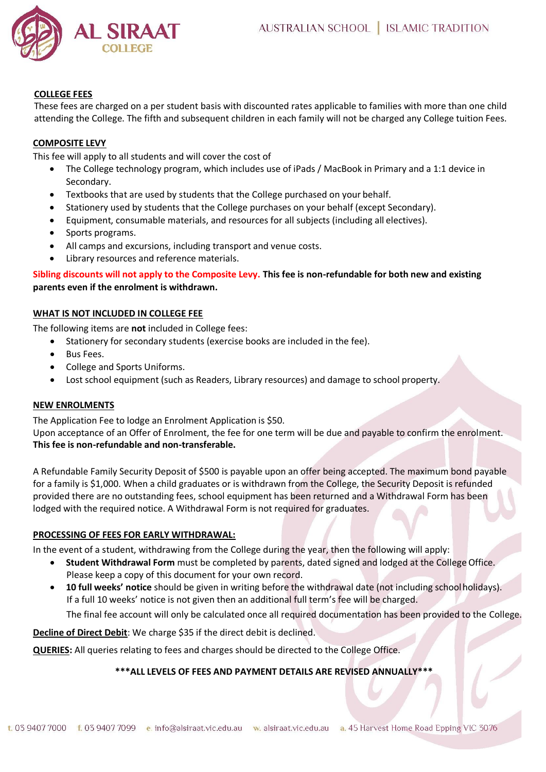## COLLEGE FEES

These fees are charged on a per student basis with discounted rates applicable to families with more than one child attending the College. The fifth and subsequent children in each family will not be charged any College tuition Fees.

## COMPOSITE LEVY

This fee will apply to all students and will cover the cost of

- The College technology program, which includes use of iPads / MacBook in Primary and a 1:1 device in Secondary.
- Textbooks that are used by students that the College purchased on your behalf.
- Stationery used by students that the College purchases on your behalf (except Secondary).
- Equipment, consumable materials, and resources for all subjects (including all electives).
- Sports programs.
- All camps and excursions, including transport and venue costs.
- Library resources and reference materials.

**Sibling discounts will not apply to the Composite Levy. This fee is non-refundable for both new and existing parents even if the enrolment is withdrawn.**

## WHAT IS NOT INCLUDED IN COLLEGE FEE

The following items are **not** included in College fees:

- Stationery for secondary students (exercise books are included in the fee).
- Bus Fees.
- College and Sports Uniforms.
- Lost school equipment (such as Readers, Library resources) and damage to school property.

## NEW ENROLMENTS

The Application Fee to lodge an Enrolment Application is $50.
Upon acceptance of an Offer of Enrolment, the fee for one term will be due and payable to confirm the enrolment.
**This fee is non-refundable and non-transferable.**

A Refundable Family Security Deposit of $500 is payable upon an offer being accepted. The maximum bond payable for a family is $1,000. When a child graduates or is withdrawn from the College, the Security Deposit is refunded provided there are no outstanding fees, school equipment has been returned and a Withdrawal Form has been lodged with the required notice. A Withdrawal Form is not required for graduates.

## PROCESSING OF FEES FOR EARLY WITHDRAWAL:

In the event of a student, withdrawing from the College during the year, then the following will apply:

- **Student Withdrawal Form** must be completed by parents, dated signed and lodged at the College Office. Please keep a copy of this document for your own record.
- **10 full weeks' notice** should be given in writing before the withdrawal date (not including school holidays). If a full 10 weeks' notice is not given then an additional full term's fee will be charged.

  The final fee account will only be calculated once all required documentation has been provided to the College.

**Decline of Direct Debit**: We charge $35 if the direct debit is declined.

**QUERIES:** All queries relating to fees and charges should be directed to the College Office.

**\*\*\*ALL LEVELS OF FEES AND PAYMENT DETAILS ARE REVISED ANNUALLY\*\*\***